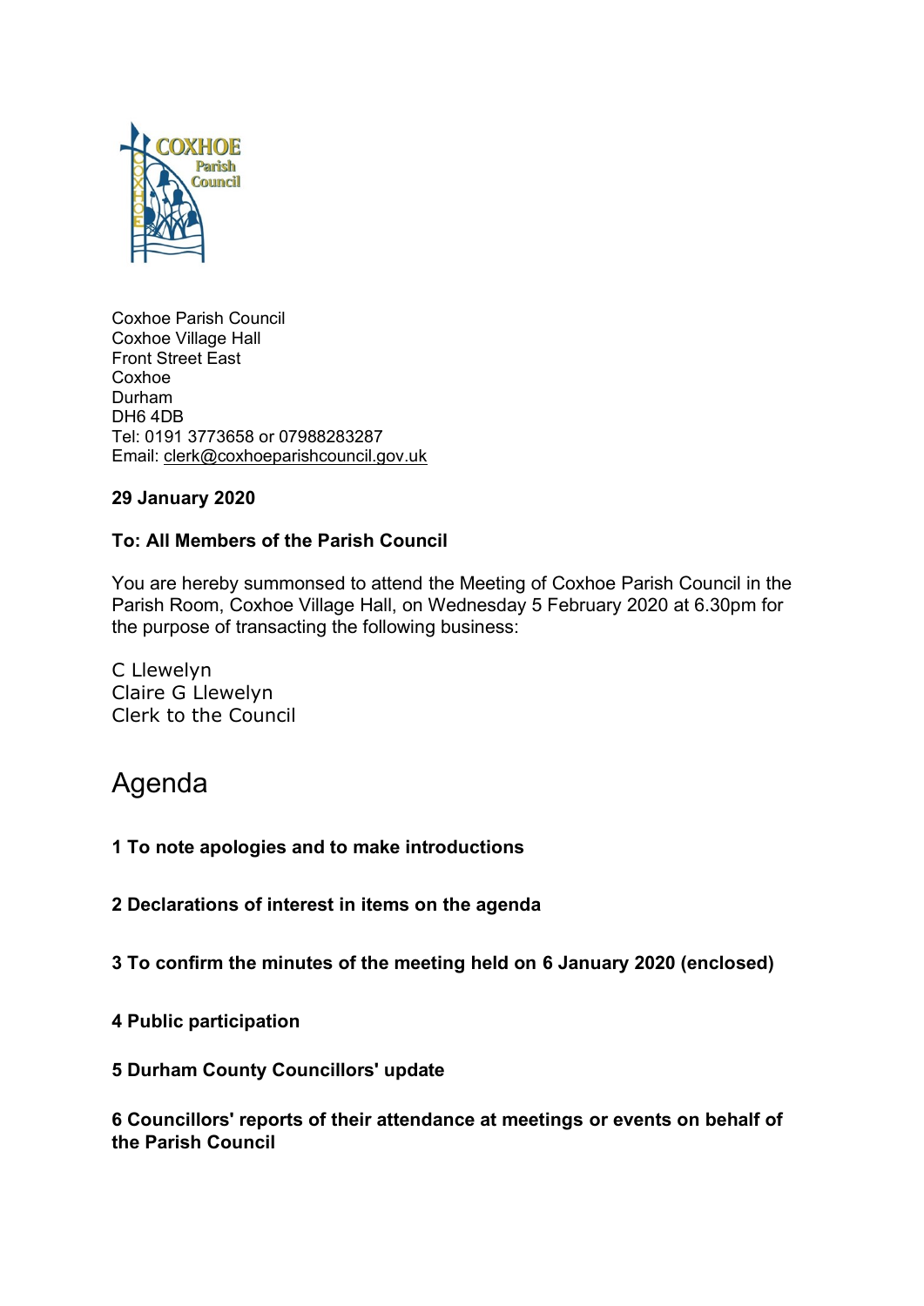Coxhoe Parish Council
Coxhoe Village Hall
Front Street East
Coxhoe
Durham
DH6 4DB
Tel: 0191 3773658 or 07988283287
Email: clerk@coxhoeparishcouncil.gov.uk

**29 January 2020**

**To: All Members of the Parish Council**

You are hereby summonsed to attend the Meeting of Coxhoe Parish Council in the Parish Room, Coxhoe Village Hall, on Wednesday 5 February 2020 at 6.30pm for the purpose of transacting the following business:

C Llewelyn
Claire G Llewelyn
Clerk to the Council

# Agenda

**1 To note apologies and to make introductions**

**2 Declarations of interest in items on the agenda**

**3 To confirm the minutes of the meeting held on 6 January 2020 (enclosed)**

**4 Public participation**

**5 Durham County Councillors' update**

**6 Councillors' reports of their attendance at meetings or events on behalf of the Parish Council**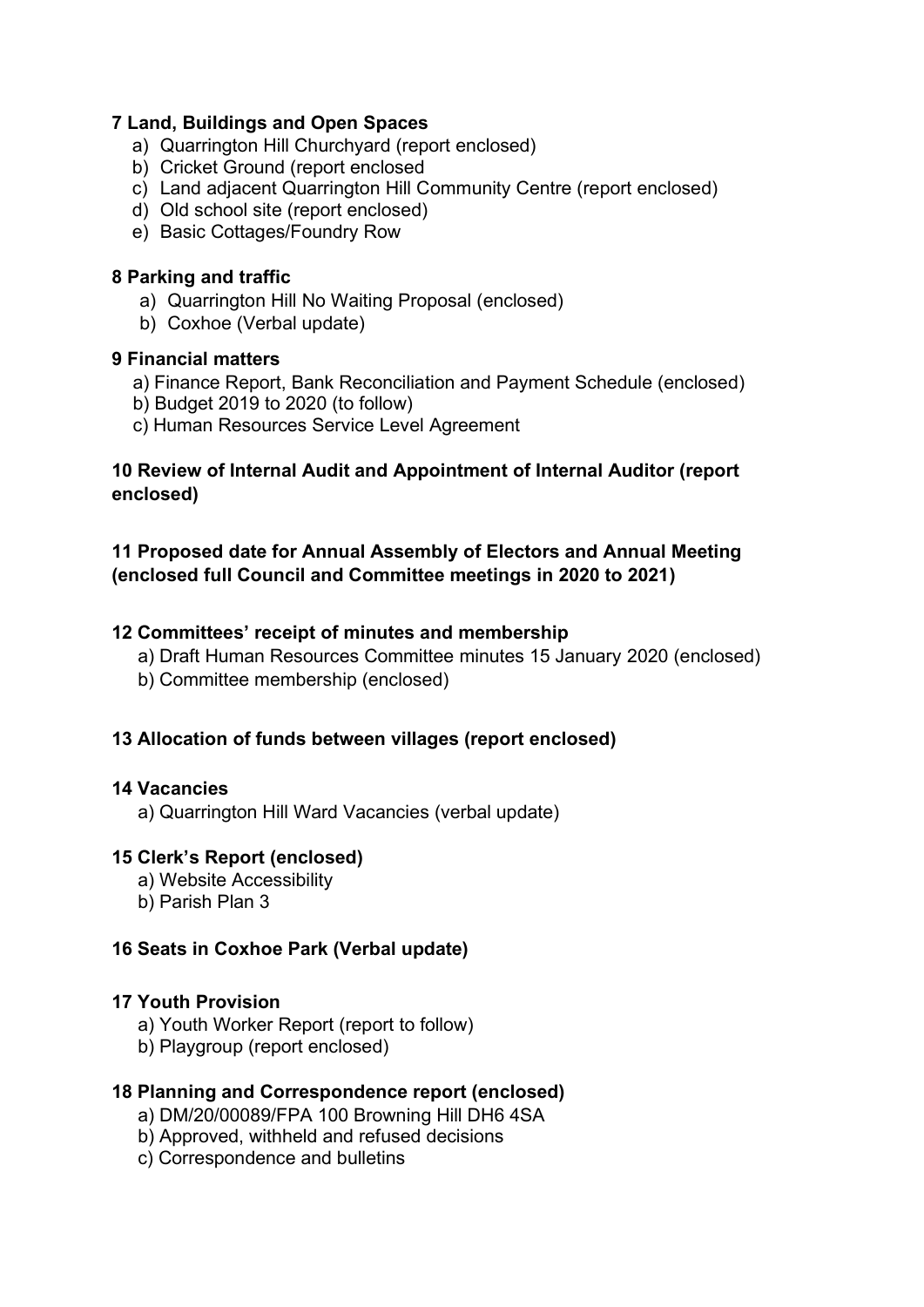**7 Land, Buildings and Open Spaces**

a) Quarrington Hill Churchyard (report enclosed)
b) Cricket Ground (report enclosed
c) Land adjacent Quarrington Hill Community Centre (report enclosed)
d) Old school site (report enclosed)
e) Basic Cottages/Foundry Row

**8 Parking and traffic**

a) Quarrington Hill No Waiting Proposal (enclosed)
b) Coxhoe (Verbal update)

**9 Financial matters**

a) Finance Report, Bank Reconciliation and Payment Schedule (enclosed)
b) Budget 2019 to 2020 (to follow)
c) Human Resources Service Level Agreement

**10 Review of Internal Audit and Appointment of Internal Auditor (report enclosed)**

**11 Proposed date for Annual Assembly of Electors and Annual Meeting (enclosed full Council and Committee meetings in 2020 to 2021)**

**12 Committees' receipt of minutes and membership**

a) Draft Human Resources Committee minutes 15 January 2020 (enclosed)
b) Committee membership (enclosed)

**13 Allocation of funds between villages (report enclosed)**

**14 Vacancies**

a) Quarrington Hill Ward Vacancies (verbal update)

**15 Clerk's Report (enclosed)**

a) Website Accessibility
b) Parish Plan 3

**16 Seats in Coxhoe Park (Verbal update)**

**17 Youth Provision**

a) Youth Worker Report (report to follow)
b) Playgroup (report enclosed)

**18 Planning and Correspondence report (enclosed)**

a) DM/20/00089/FPA 100 Browning Hill DH6 4SA
b) Approved, withheld and refused decisions
c) Correspondence and bulletins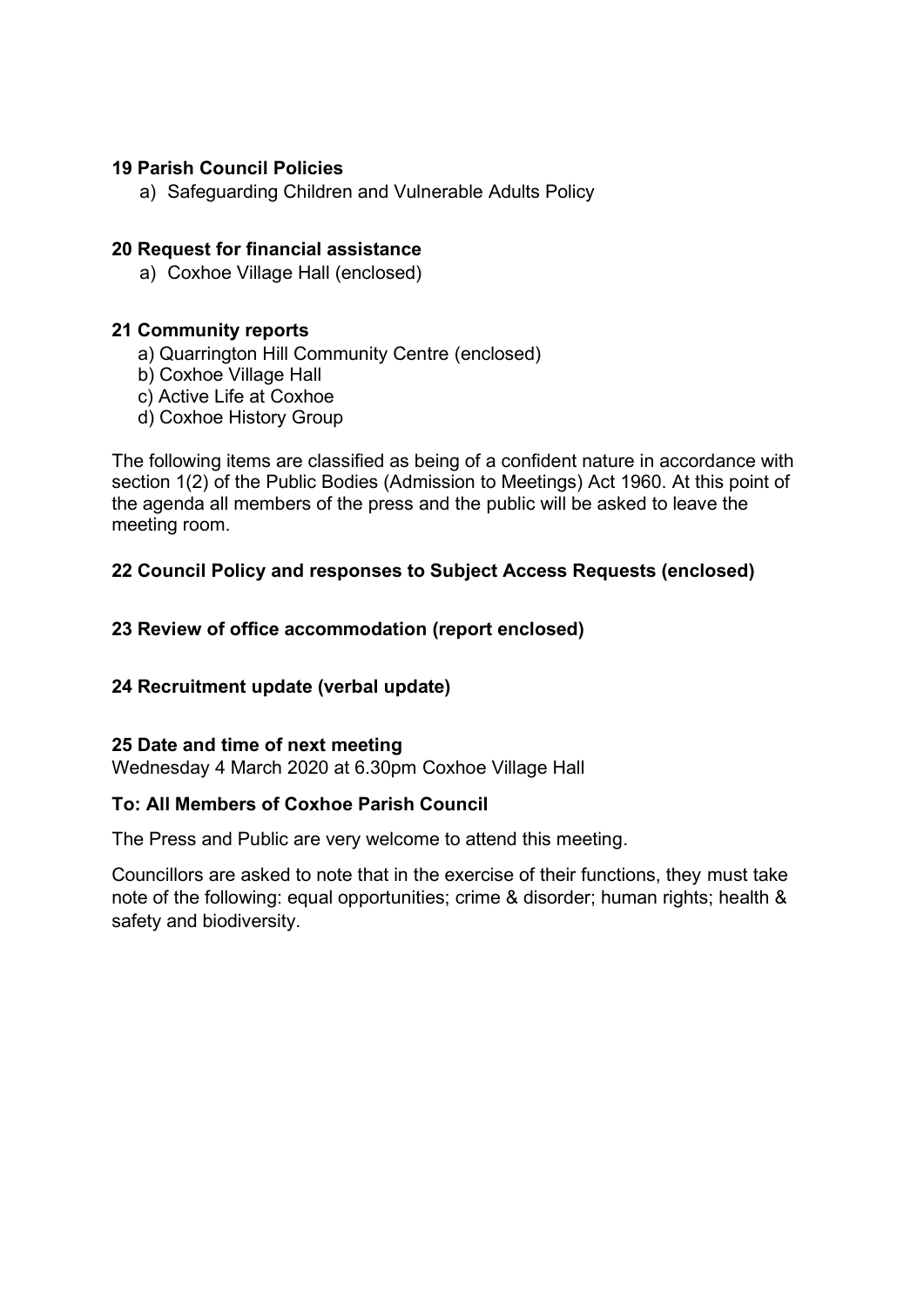**19 Parish Council Policies**

a) Safeguarding Children and Vulnerable Adults Policy

**20 Request for financial assistance**

a) Coxhoe Village Hall (enclosed)

**21 Community reports**

a) Quarrington Hill Community Centre (enclosed)
b) Coxhoe Village Hall
c) Active Life at Coxhoe
d) Coxhoe History Group

The following items are classified as being of a confident nature in accordance with section 1(2) of the Public Bodies (Admission to Meetings) Act 1960. At this point of the agenda all members of the press and the public will be asked to leave the meeting room.

**22 Council Policy and responses to Subject Access Requests (enclosed)**

**23 Review of office accommodation (report enclosed)**

**24 Recruitment update (verbal update)**

**25 Date and time of next meeting**

Wednesday 4 March 2020 at 6.30pm Coxhoe Village Hall

**To: All Members of Coxhoe Parish Council**

The Press and Public are very welcome to attend this meeting.

Councillors are asked to note that in the exercise of their functions, they must take note of the following: equal opportunities; crime & disorder; human rights; health & safety and biodiversity.